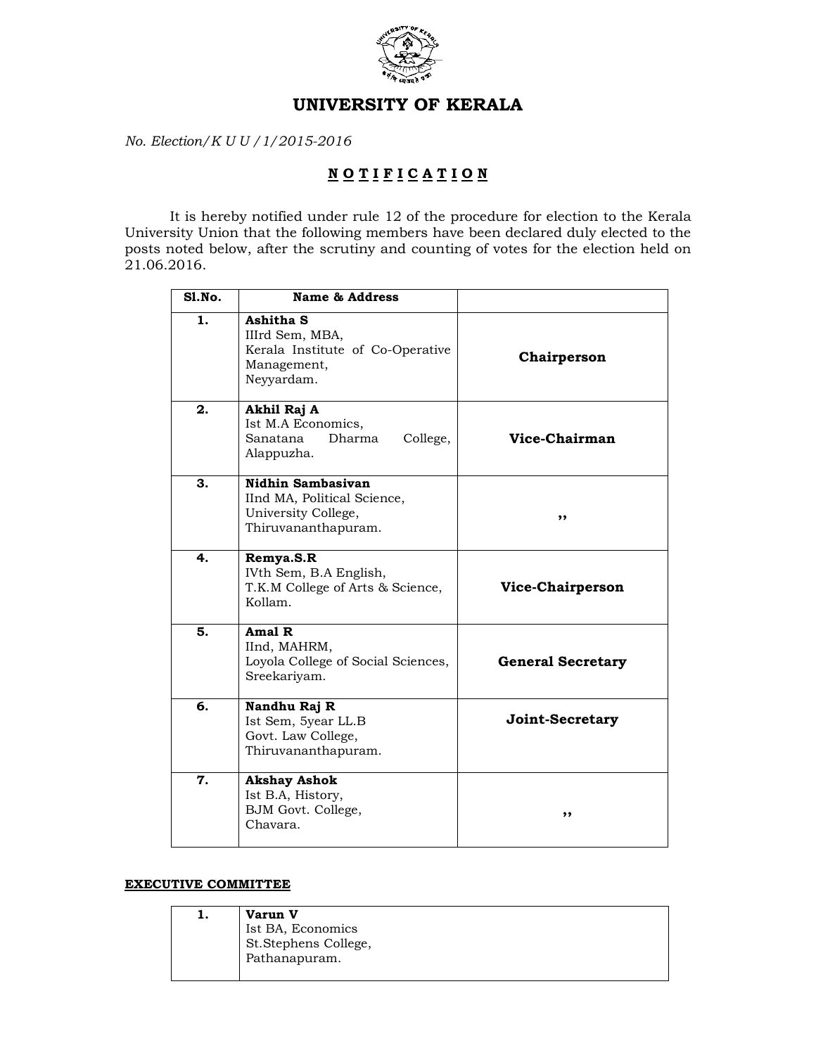# UNIVERSITY OF KERALA

*No. Election/K U U / 1/2015-2016*

## N O T I F I C A T I O N

It is hereby notified under rule 12 of the procedure for election to the Kerala University Union that the following members have been declared duly elected to the posts noted below, after the scrutiny and counting of votes for the election held on 21.06.2016.

| Sl.No. | Name & Address | |
|---|---|---|
| 1. | **Ashitha S**<br>IIIrd Sem, MBA,<br>Kerala Institute of Co-Operative Management,<br>Neyyardam. | **Chairperson** |
| 2. | **Akhil Raj A**<br>Ist M.A Economics,<br>Sanatana Dharma College,<br>Alappuzha. | **Vice-Chairman** |
| 3. | **Nidhin Sambasivan**<br>IInd MA, Political Science,<br>University College,<br>Thiruvananthapuram. | ,, |
| 4. | **Remya.S.R**<br>IVth Sem, B.A English,<br>T.K.M College of Arts & Science,<br>Kollam. | **Vice-Chairperson** |
| 5. | **Amal R**<br>IInd, MAHRM,<br>Loyola College of Social Sciences,<br>Sreekariyam. | **General Secretary** |
| 6. | **Nandhu Raj R**<br>Ist Sem, 5year LL.B<br>Govt. Law College,<br>Thiruvananthapuram. | **Joint-Secretary** |
| 7. | **Akshay Ashok**<br>Ist B.A, History,<br>BJM Govt. College,<br>Chavara. | ,, |

**EXECUTIVE COMMITTEE**

| | |
|---|---|
| 1. | **Varun V**<br>Ist BA, Economics<br>St.Stephens College,<br>Pathanapuram. |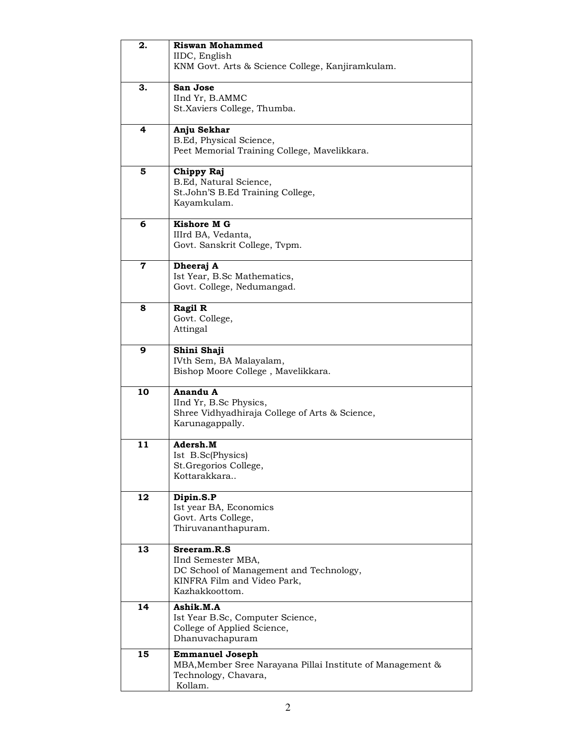| | |
|---|---|
| 2. | **Riswan Mohammed**<br>IIDC, English<br>KNM Govt. Arts & Science College, Kanjiramkulam. |
| 3. | **San Jose**<br>IInd Yr, B.AMMC<br>St.Xaviers College, Thumba. |
| 4 | **Anju Sekhar**<br>B.Ed, Physical Science,<br>Peet Memorial Training College, Mavelikkara. |
| 5 | **Chippy Raj**<br>B.Ed, Natural Science,<br>St.John'S B.Ed Training College,<br>Kayamkulam. |
| 6 | **Kishore M G**<br>IIIrd BA, Vedanta,<br>Govt. Sanskrit College, Tvpm. |
| 7 | **Dheeraj A**<br>Ist Year, B.Sc Mathematics,<br>Govt. College, Nedumangad. |
| 8 | **Ragil R**<br>Govt. College,<br>Attingal |
| 9 | **Shini Shaji**<br>IVth Sem, BA Malayalam,<br>Bishop Moore College , Mavelikkara. |
| 10 | **Anandu A**<br>IInd Yr, B.Sc Physics,<br>Shree Vidhyadhiraja College of Arts & Science,<br>Karunagappally. |
| 11 | **Adersh.M**<br>Ist B.Sc(Physics)<br>St.Gregorios College,<br>Kottarakkara.. |
| 12 | **Dipin.S.P**<br>Ist year BA, Economics<br>Govt. Arts College,<br>Thiruvananthapuram. |
| 13 | **Sreeram.R.S**<br>IInd Semester MBA,<br>DC School of Management and Technology,<br>KINFRA Film and Video Park,<br>Kazhakkoottom. |
| 14 | **Ashik.M.A**<br>Ist Year B.Sc, Computer Science,<br>College of Applied Science,<br>Dhanuvachapuram |
| 15 | **Emmanuel Joseph**<br>MBA,Member Sree Narayana Pillai Institute of Management & Technology, Chavara,<br>Kollam. |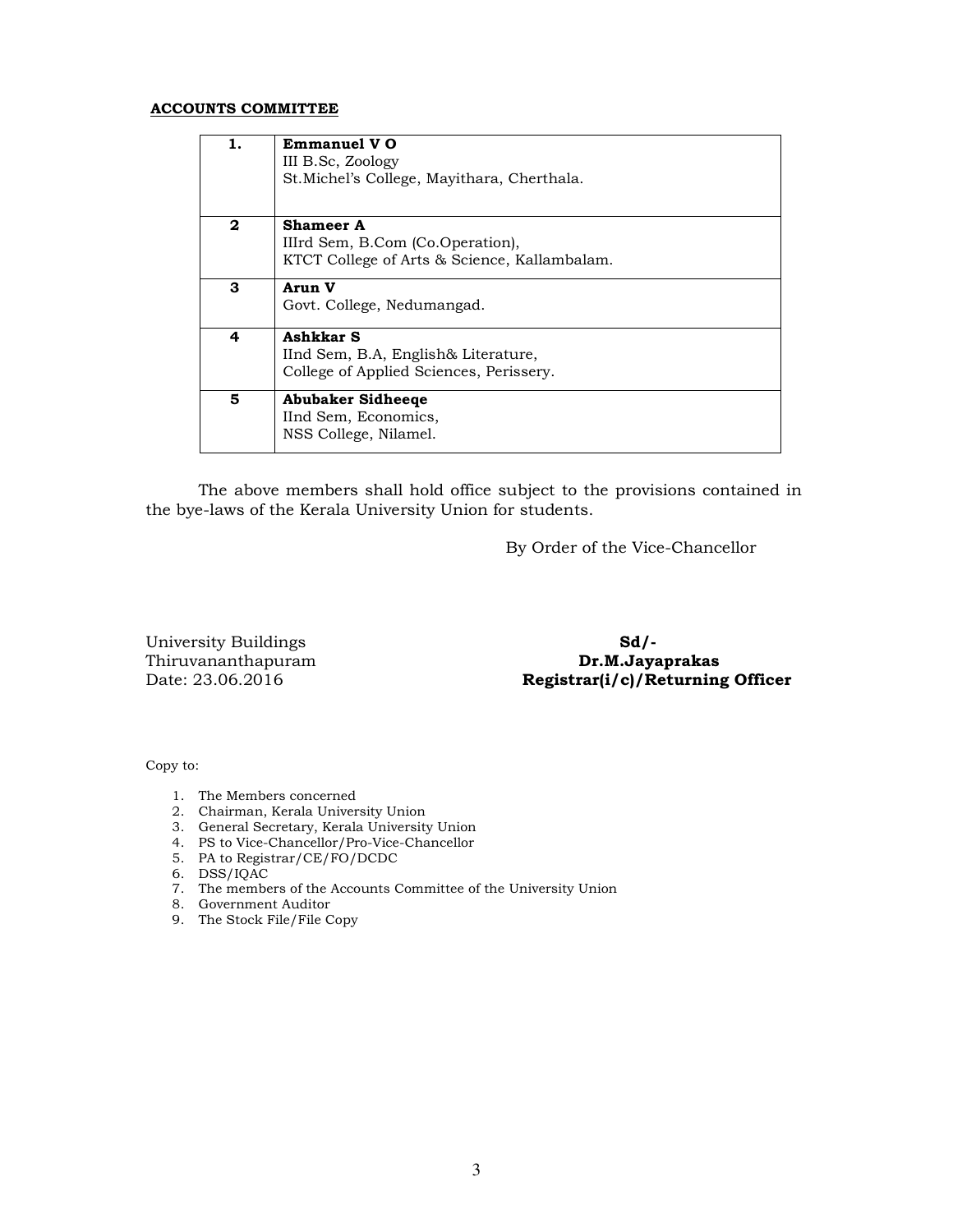**ACCOUNTS COMMITTEE**

| | |
|---|---|
| 1. | **Emmanuel V O**<br>III B.Sc, Zoology<br>St.Michel's College, Mayithara, Cherthala. |
| 2 | **Shameer A**<br>IIIrd Sem, B.Com (Co.Operation),<br>KTCT College of Arts & Science, Kallambalam. |
| 3 | **Arun V**<br>Govt. College, Nedumangad. |
| 4 | **Ashkkar S**<br>IInd Sem, B.A, English& Literature,<br>College of Applied Sciences, Perissery. |
| 5 | **Abubaker Sidheeqe**<br>IInd Sem, Economics,<br>NSS College, Nilamel. |

The above members shall hold office subject to the provisions contained in the bye-laws of the Kerala University Union for students.

By Order of the Vice-Chancellor

University Buildings
Thiruvananthapuram
Date: 23.06.2016

**Sd/-**
**Dr.M.Jayaprakas**
**Registrar(i/c)/Returning Officer**

Copy to:

1. The Members concerned
2. Chairman, Kerala University Union
3. General Secretary, Kerala University Union
4. PS to Vice-Chancellor/Pro-Vice-Chancellor
5. PA to Registrar/CE/FO/DCDC
6. DSS/IQAC
7. The members of the Accounts Committee of the University Union
8. Government Auditor
9. The Stock File/File Copy